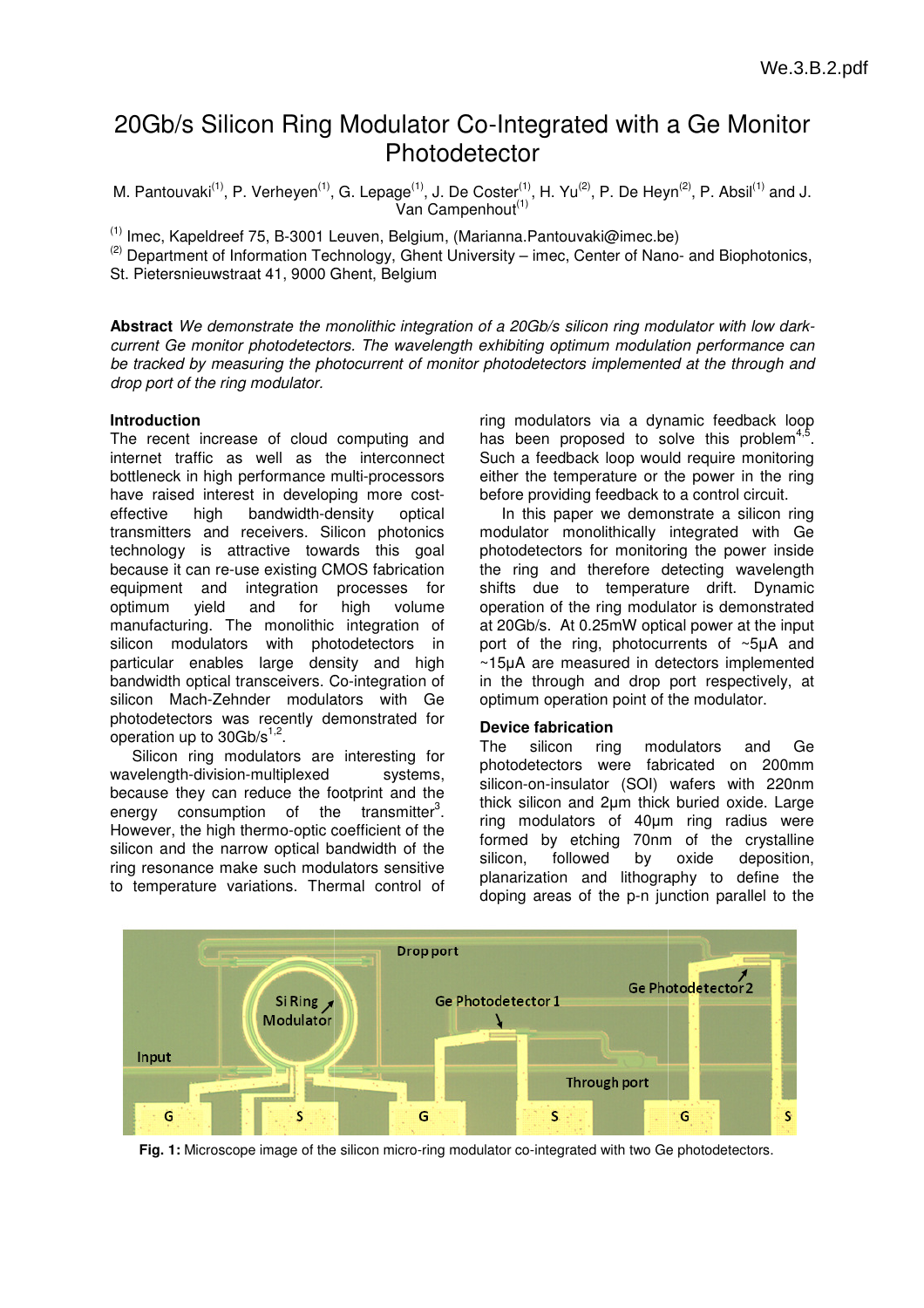# 20Gb/s Silicon Ring Modulator Co-Integrated with a Ge Monitor Photodetector

M. Pantouvaki[(1)], P. Verheyen[(1)], G. Lepage[(1)], J. De Coster[(1)], H. Yu[(2)], P. De Heyn[(2)], P. Absil[(1)] and J. Van Campenhout[(1)]

[(1)] Imec, Kapeldreef 75, B-3001 Leuven, Belgium, (Marianna.Pantouvaki@imec.be)
[(2)] Department of Information Technology, Ghent University – imec, Center of Nano- and Biophotonics, St. Pietersnieuwstraat 41, 9000 Ghent, Belgium

**Abstract** *We demonstrate the monolithic integration of a 20Gb/s silicon ring modulator with low dark-current Ge monitor photodetectors. The wavelength exhibiting optimum modulation performance can be tracked by measuring the photocurrent of monitor photodetectors implemented at the through and drop port of the ring modulator.*

## Introduction

The recent increase of cloud computing and internet traffic as well as the interconnect bottleneck in high performance multi-processors have raised interest in developing more cost-effective high bandwidth-density optical transmitters and receivers. Silicon photonics technology is attractive towards this goal because it can re-use existing CMOS fabrication equipment and integration processes for optimum yield and for high volume manufacturing. The monolithic integration of silicon modulators with photodetectors in particular enables large density and high bandwidth optical transceivers. Co-integration of silicon Mach-Zehnder modulators with Ge photodetectors was recently demonstrated for operation up to 30Gb/s[1,2].

Silicon ring modulators are interesting for wavelength-division-multiplexed systems, because they can reduce the footprint and the energy consumption of the transmitter[3]. However, the high thermo-optic coefficient of the silicon and the narrow optical bandwidth of the ring resonance make such modulators sensitive to temperature variations. Thermal control of ring modulators via a dynamic feedback loop has been proposed to solve this problem[4,5]. Such a feedback loop would require monitoring either the temperature or the power in the ring before providing feedback to a control circuit.

In this paper we demonstrate a silicon ring modulator monolithically integrated with Ge photodetectors for monitoring the power inside the ring and therefore detecting wavelength shifts due to temperature drift. Dynamic operation of the ring modulator is demonstrated at 20Gb/s. At 0.25mW optical power at the input port of the ring, photocurrents of ~5μA and ~15μA are measured in detectors implemented in the through and drop port respectively, at optimum operation point of the modulator.

## Device fabrication

The silicon ring modulators and Ge photodetectors were fabricated on 200mm silicon-on-insulator (SOI) wafers with 220nm thick silicon and 2μm thick buried oxide. Large ring modulators of 40μm ring radius were formed by etching 70nm of the crystalline silicon, followed by oxide deposition, planarization and lithography to define the doping areas of the p-n junction parallel to the

**Fig. 1:** Microscope image of the silicon micro-ring modulator co-integrated with two Ge photodetectors.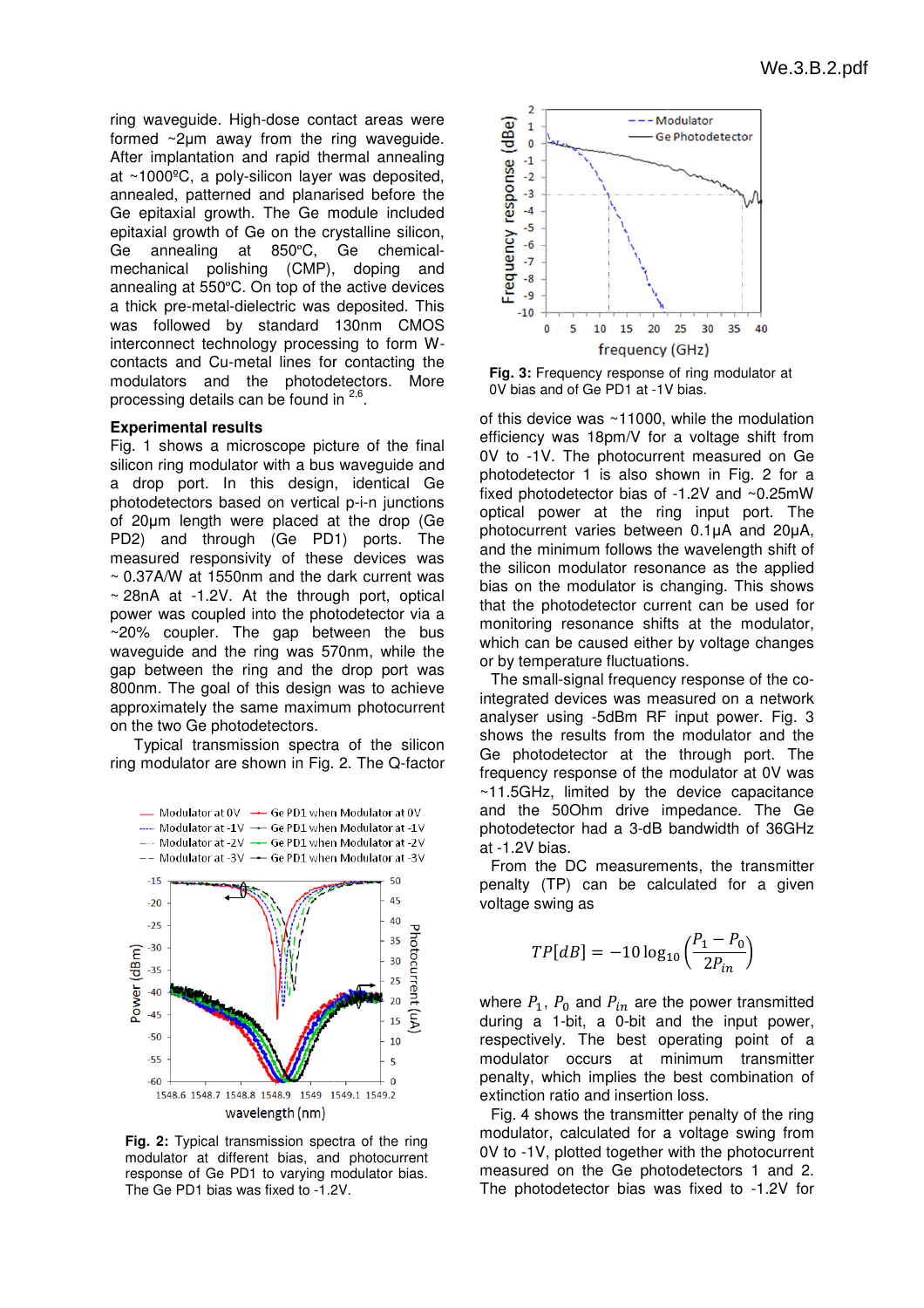ring waveguide. High-dose contact areas were formed ~2µm away from the ring waveguide. After implantation and rapid thermal annealing at ~1000ºC, a poly-silicon layer was deposited, annealed, patterned and planarised before the Ge epitaxial growth. The Ge module included epitaxial growth of Ge on the crystalline silicon, Ge annealing at 850ºC, Ge chemical-mechanical polishing (CMP), doping and annealing at 550ºC. On top of the active devices a thick pre-metal-dielectric was deposited. This was followed by standard 130nm CMOS interconnect technology processing to form W-contacts and Cu-metal lines for contacting the modulators and the photodetectors. More processing details can be found in [2,6].

### Experimental results

Fig. 1 shows a microscope picture of the final silicon ring modulator with a bus waveguide and a drop port. In this design, identical Ge photodetectors based on vertical p-i-n junctions of 20µm length were placed at the drop (Ge PD2) and through (Ge PD1) ports. The measured responsivity of these devices was ~ 0.37A/W at 1550nm and the dark current was ~ 28nA at -1.2V. At the through port, optical power was coupled into the photodetector via a ~20% coupler. The gap between the bus waveguide and the ring was 570nm, while the gap between the ring and the drop port was 800nm. The goal of this design was to achieve approximately the same maximum photocurrent on the two Ge photodetectors.

Typical transmission spectra of the silicon ring modulator are shown in Fig. 2. The Q-factor of this device was ~11000, while the modulation efficiency was 18pm/V for a voltage shift from 0V to -1V. The photocurrent measured on Ge photodetector 1 is also shown in Fig. 2 for a fixed photodetector bias of -1.2V and ~0.25mW optical power at the ring input port. The photocurrent varies between 0.1µA and 20µA, and the minimum follows the wavelength shift of the silicon modulator resonance as the applied bias on the modulator is changing. This shows that the photodetector current can be used for monitoring resonance shifts at the modulator, which can be caused either by voltage changes or by temperature fluctuations.

**Fig. 2:** Typical transmission spectra of the ring modulator at different bias, and photocurrent response of Ge PD1 to varying modulator bias. The Ge PD1 bias was fixed to -1.2V.

**Fig. 3:** Frequency response of ring modulator at 0V bias and of Ge PD1 at -1V bias.

The small-signal frequency response of the co-integrated devices was measured on a network analyser using -5dBm RF input power. Fig. 3 shows the results from the modulator and the Ge photodetector at the through port. The frequency response of the modulator at 0V was ~11.5GHz, limited by the device capacitance and the 50Ohm drive impedance. The Ge photodetector had a 3-dB bandwidth of 36GHz at -1.2V bias.

From the DC measurements, the transmitter penalty (TP) can be calculated for a given voltage swing as

$$TP[dB] = -10\log_{10}\left(\frac{P_1 - P_0}{2P_{in}}\right)$$

where $P_1$, $P_0$ and $P_{in}$ are the power transmitted during a 1-bit, a 0-bit and the input power, respectively. The best operating point of a modulator occurs at minimum transmitter penalty, which implies the best combination of extinction ratio and insertion loss.

Fig. 4 shows the transmitter penalty of the ring modulator, calculated for a voltage swing from 0V to -1V, plotted together with the photocurrent measured on the Ge photodetectors 1 and 2. The photodetector bias was fixed to -1.2V for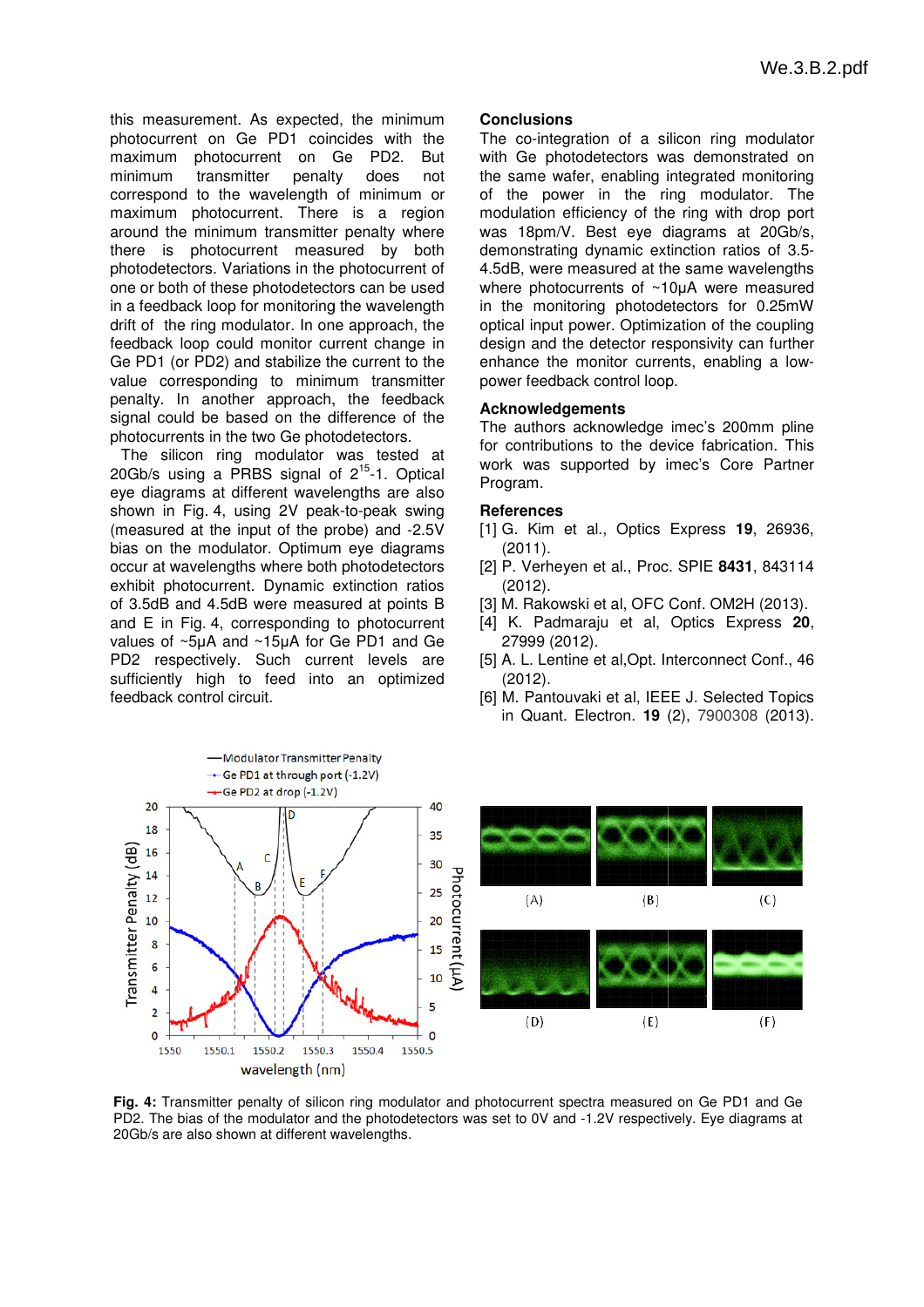this measurement. As expected, the minimum photocurrent on Ge PD1 coincides with the maximum photocurrent on Ge PD2. But minimum transmitter penalty does not correspond to the wavelength of minimum or maximum photocurrent. There is a region around the minimum transmitter penalty where there is photocurrent measured by both photodetectors. Variations in the photocurrent of one or both of these photodetectors can be used in a feedback loop for monitoring the wavelength drift of the ring modulator. In one approach, the feedback loop could monitor current change in Ge PD1 (or PD2) and stabilize the current to the value corresponding to minimum transmitter penalty. In another approach, the feedback signal could be based on the difference of the photocurrents in the two Ge photodetectors.

The silicon ring modulator was tested at 20Gb/s using a PRBS signal of $2^{15}$-1. Optical eye diagrams at different wavelengths are also shown in Fig. 4, using 2V peak-to-peak swing (measured at the input of the probe) and -2.5V bias on the modulator. Optimum eye diagrams occur at wavelengths where both photodetectors exhibit photocurrent. Dynamic extinction ratios of 3.5dB and 4.5dB were measured at points B and E in Fig. 4, corresponding to photocurrent values of ~5μA and ~15μA for Ge PD1 and Ge PD2 respectively. Such current levels are sufficiently high to feed into an optimized feedback control circuit.

## Conclusions

The co-integration of a silicon ring modulator with Ge photodetectors was demonstrated on the same wafer, enabling integrated monitoring of the power in the ring modulator. The modulation efficiency of the ring with drop port was 18pm/V. Best eye diagrams at 20Gb/s, demonstrating dynamic extinction ratios of 3.5-4.5dB, were measured at the same wavelengths where photocurrents of ~10μA were measured in the monitoring photodetectors for 0.25mW optical input power. Optimization of the coupling design and the detector responsivity can further enhance the monitor currents, enabling a low-power feedback control loop.

## Acknowledgements

The authors acknowledge imec's 200mm pline for contributions to the device fabrication. This work was supported by imec's Core Partner Program.

## References

[1] G. Kim et al., Optics Express **19**, 26936, (2011).

[2] P. Verheyen et al., Proc. SPIE **8431**, 843114 (2012).

[3] M. Rakowski et al, OFC Conf. OM2H (2013).

[4] K. Padmaraju et al, Optics Express **20**, 27999 (2012).

[5] A. L. Lentine et al,Opt. Interconnect Conf., 46 (2012).

[6] M. Pantouvaki et al, IEEE J. Selected Topics in Quant. Electron. **19** (2), 7900308 (2013).

Modulator Transmitter Penalty
Ge PD1 at through port (-1.2V)
Ge PD2 at drop (-1.2V)
Transmitter Penalty (dB)
Photocurrent (μA)
wavelength (nm)
1550 1550.1 1550.2 1550.3 1550.4 1550.5
A B C D E F
(A) (B) (C) (D) (E) (F)

**Fig. 4:** Transmitter penalty of silicon ring modulator and photocurrent spectra measured on Ge PD1 and Ge PD2. The bias of the modulator and the photodetectors was set to 0V and -1.2V respectively. Eye diagrams at 20Gb/s are also shown at different wavelengths.